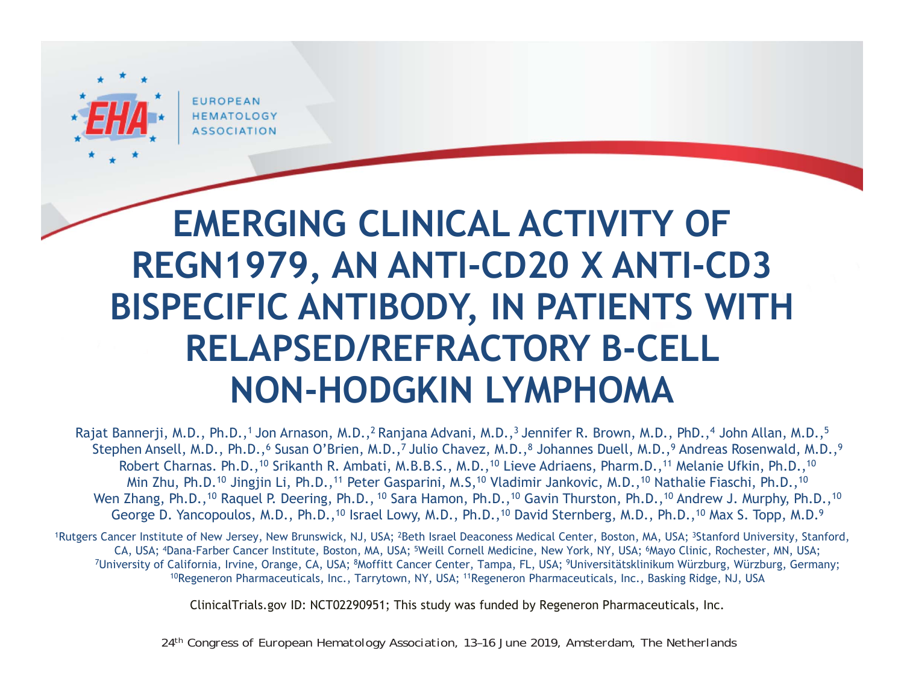EUROPEAN HEMATOLOGY ASSOCIATION

# EMERGING CLINICAL ACTIVITY OF REGN1979, AN ANTI-CD20 X ANTI-CD3 BISPECIFIC ANTIBODY, IN PATIENTS WITH RELAPSED/REFRACTORY B-CELL NON-HODGKIN LYMPHOMA

Rajat Bannerji, M.D., Ph.D.,[1] Jon Arnason, M.D.,[2] Ranjana Advani, M.D.,[3] Jennifer R. Brown, M.D., PhD.,[4] John Allan, M.D.,[5] Stephen Ansell, M.D., Ph.D.,[6] Susan O'Brien, M.D.,[7] Julio Chavez, M.D.,[8] Johannes Duell, M.D.,[9] Andreas Rosenwald, M.D.,[9] Robert Charnas. Ph.D.,[10] Srikanth R. Ambati, M.B.B.S., M.D.,[10] Lieve Adriaens, Pharm.D.,[11] Melanie Ufkin, Ph.D.,[10] Min Zhu, Ph.D.[10] Jingjin Li, Ph.D.,[11] Peter Gasparini, M.S,[10] Vladimir Jankovic, M.D.,[10] Nathalie Fiaschi, Ph.D.,[10] Wen Zhang, Ph.D.,[10] Raquel P. Deering, Ph.D., [10] Sara Hamon, Ph.D.,[10] Gavin Thurston, Ph.D.,[10] Andrew J. Murphy, Ph.D.,[10] George D. Yancopoulos, M.D., Ph.D.,[10] Israel Lowy, M.D., Ph.D.,[10] David Sternberg, M.D., Ph.D.,[10] Max S. Topp, M.D.[9]

[1]Rutgers Cancer Institute of New Jersey, New Brunswick, NJ, USA; [2]Beth Israel Deaconess Medical Center, Boston, MA, USA; [3]Stanford University, Stanford, CA, USA; [4]Dana-Farber Cancer Institute, Boston, MA, USA; [5]Weill Cornell Medicine, New York, NY, USA; [6]Mayo Clinic, Rochester, MN, USA; [7]University of California, Irvine, Orange, CA, USA; [8]Moffitt Cancer Center, Tampa, FL, USA; [9]Universitätsklinikum Würzburg, Würzburg, Germany; [10]Regeneron Pharmaceuticals, Inc., Tarrytown, NY, USA; [11]Regeneron Pharmaceuticals, Inc., Basking Ridge, NJ, USA

ClinicalTrials.gov ID: NCT02290951; This study was funded by Regeneron Pharmaceuticals, Inc.

24th Congress of European Hematology Association, 13–16 June 2019, Amsterdam, The Netherlands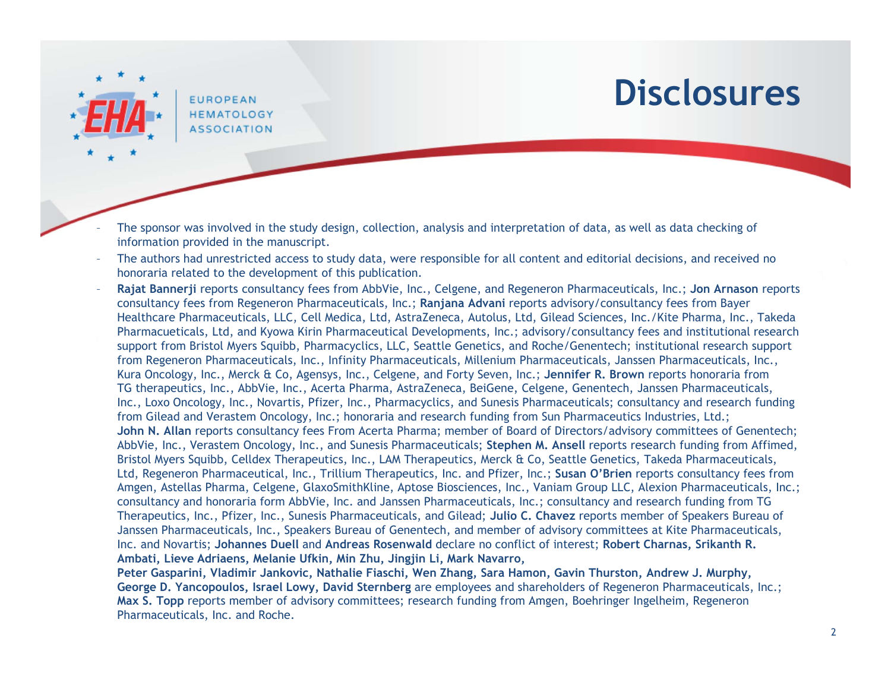# Disclosures

- The sponsor was involved in the study design, collection, analysis and interpretation of data, as well as data checking of information provided in the manuscript.
- The authors had unrestricted access to study data, were responsible for all content and editorial decisions, and received no honoraria related to the development of this publication.
- **Rajat Bannerji** reports consultancy fees from AbbVie, Inc., Celgene, and Regeneron Pharmaceuticals, Inc.; **Jon Arnason** reports consultancy fees from Regeneron Pharmaceuticals, Inc.; **Ranjana Advani** reports advisory/consultancy fees from Bayer Healthcare Pharmaceuticals, LLC, Cell Medica, Ltd, AstraZeneca, Autolus, Ltd, Gilead Sciences, Inc./Kite Pharma, Inc., Takeda Pharmacueticals, Ltd, and Kyowa Kirin Pharmaceutical Developments, Inc.; advisory/consultancy fees and institutional research support from Bristol Myers Squibb, Pharmacyclics, LLC, Seattle Genetics, and Roche/Genentech; institutional research support from Regeneron Pharmaceuticals, Inc., Infinity Pharmaceuticals, Millenium Pharmaceuticals, Janssen Pharmaceuticals, Inc., Kura Oncology, Inc., Merck & Co, Agensys, Inc., Celgene, and Forty Seven, Inc.; **Jennifer R. Brown** reports honoraria from TG therapeutics, Inc., AbbVie, Inc., Acerta Pharma, AstraZeneca, BeiGene, Celgene, Genentech, Janssen Pharmaceuticals, Inc., Loxo Oncology, Inc., Novartis, Pfizer, Inc., Pharmacyclics, and Sunesis Pharmaceuticals; consultancy and research funding from Gilead and Verastem Oncology, Inc.; honoraria and research funding from Sun Pharmaceutics Industries, Ltd.; **John N. Allan** reports consultancy fees From Acerta Pharma; member of Board of Directors/advisory committees of Genentech; AbbVie, Inc., Verastem Oncology, Inc., and Sunesis Pharmaceuticals; **Stephen M. Ansell** reports research funding from Affimed, Bristol Myers Squibb, Celldex Therapeutics, Inc., LAM Therapeutics, Merck & Co, Seattle Genetics, Takeda Pharmaceuticals, Ltd, Regeneron Pharmaceutical, Inc., Trillium Therapeutics, Inc. and Pfizer, Inc.; **Susan O'Brien** reports consultancy fees from Amgen, Astellas Pharma, Celgene, GlaxoSmithKline, Aptose Biosciences, Inc., Vaniam Group LLC, Alexion Pharmaceuticals, Inc.; consultancy and honoraria form AbbVie, Inc. and Janssen Pharmaceuticals, Inc.; consultancy and research funding from TG Therapeutics, Inc., Pfizer, Inc., Sunesis Pharmaceuticals, and Gilead; **Julio C. Chavez** reports member of Speakers Bureau of Janssen Pharmaceuticals, Inc., Speakers Bureau of Genentech, and member of advisory committees at Kite Pharmaceuticals, Inc. and Novartis; **Johannes Duell** and **Andreas Rosenwald** declare no conflict of interest; **Robert Charnas, Srikanth R. Ambati, Lieve Adriaens, Melanie Ufkin, Min Zhu, Jingjin Li, Mark Navarro, Peter Gasparini, Vladimir Jankovic, Nathalie Fiaschi, Wen Zhang, Sara Hamon, Gavin Thurston, Andrew J. Murphy, George D. Yancopoulos, Israel Lowy, David Sternberg** are employees and shareholders of Regeneron Pharmaceuticals, Inc.; **Max S. Topp** reports member of advisory committees; research funding from Amgen, Boehringer Ingelheim, Regeneron Pharmaceuticals, Inc. and Roche.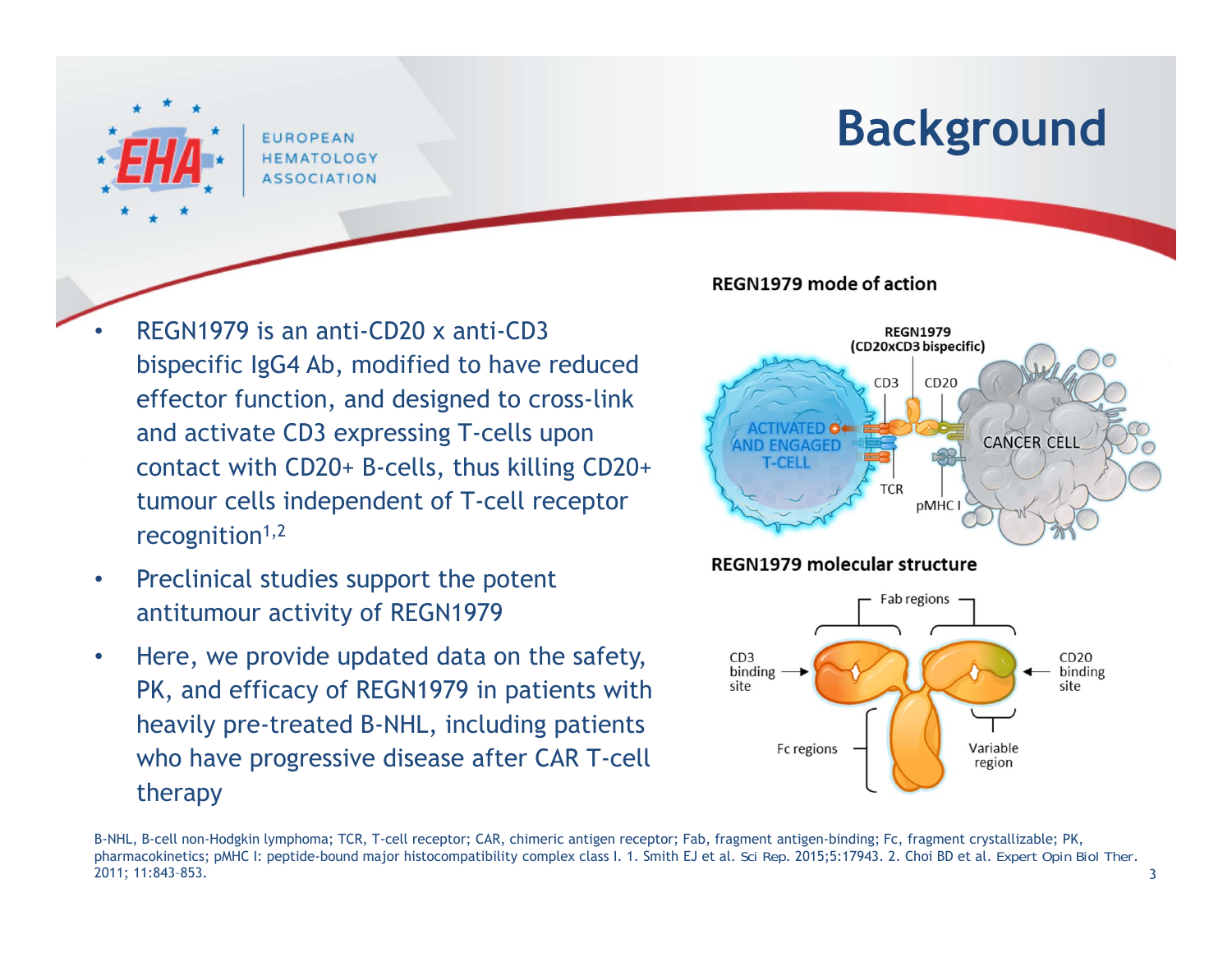# Background

- REGN1979 is an anti-CD20 x anti-CD3 bispecific IgG4 Ab, modified to have reduced effector function, and designed to cross-link and activate CD3 expressing T-cells upon contact with CD20+ B-cells, thus killing CD20+ tumour cells independent of T-cell receptor recognition[1,2]
- Preclinical studies support the potent antitumour activity of REGN1979
- Here, we provide updated data on the safety, PK, and efficacy of REGN1979 in patients with heavily pre-treated B-NHL, including patients who have progressive disease after CAR T-cell therapy

**REGN1979 mode of action**

REGN1979 (CD20xCD3 bispecific)

CD3

CD20

ACTIVATED AND ENGAGED T-CELL

CANCER CELL

TCR

pMHC I

**REGN1979 molecular structure**

Fab regions

CD3 binding site

CD20 binding site

Fc regions

Variable region

B-NHL, B-cell non-Hodgkin lymphoma; TCR, T-cell receptor; CAR, chimeric antigen receptor; Fab, fragment antigen-binding; Fc, fragment crystallizable; PK, pharmacokinetics; pMHC I: peptide-bound major histocompatibility complex class I. 1. Smith EJ et al. Sci Rep. 2015;5:17943. 2. Choi BD et al. Expert Opin Biol Ther. 2011; 11:843–853.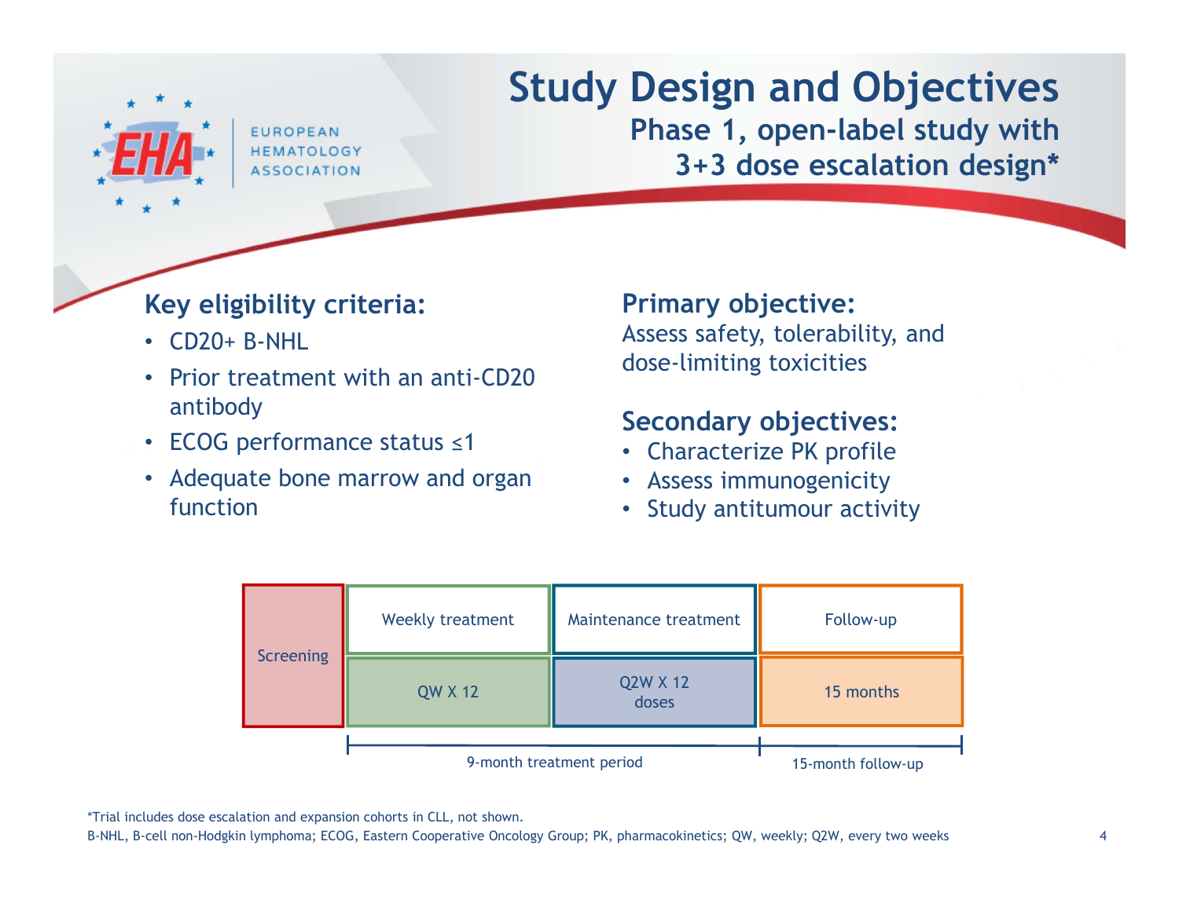# Study Design and Objectives

## Phase 1, open-label study with 3+3 dose escalation design*

### Key eligibility criteria:

- CD20+ B-NHL
- Prior treatment with an anti-CD20 antibody
- ECOG performance status ≤1
- Adequate bone marrow and organ function

### Primary objective:

Assess safety, tolerability, and dose-limiting toxicities

### Secondary objectives:

- Characterize PK profile
- Assess immunogenicity
- Study antitumour activity

Screening

Weekly treatment

QW X 12

Maintenance treatment

Q2W X 12 doses

Follow-up

15 months

9-month treatment period

15-month follow-up

*Trial includes dose escalation and expansion cohorts in CLL, not shown.

B-NHL, B-cell non-Hodgkin lymphoma; ECOG, Eastern Cooperative Oncology Group; PK, pharmacokinetics; QW, weekly; Q2W, every two weeks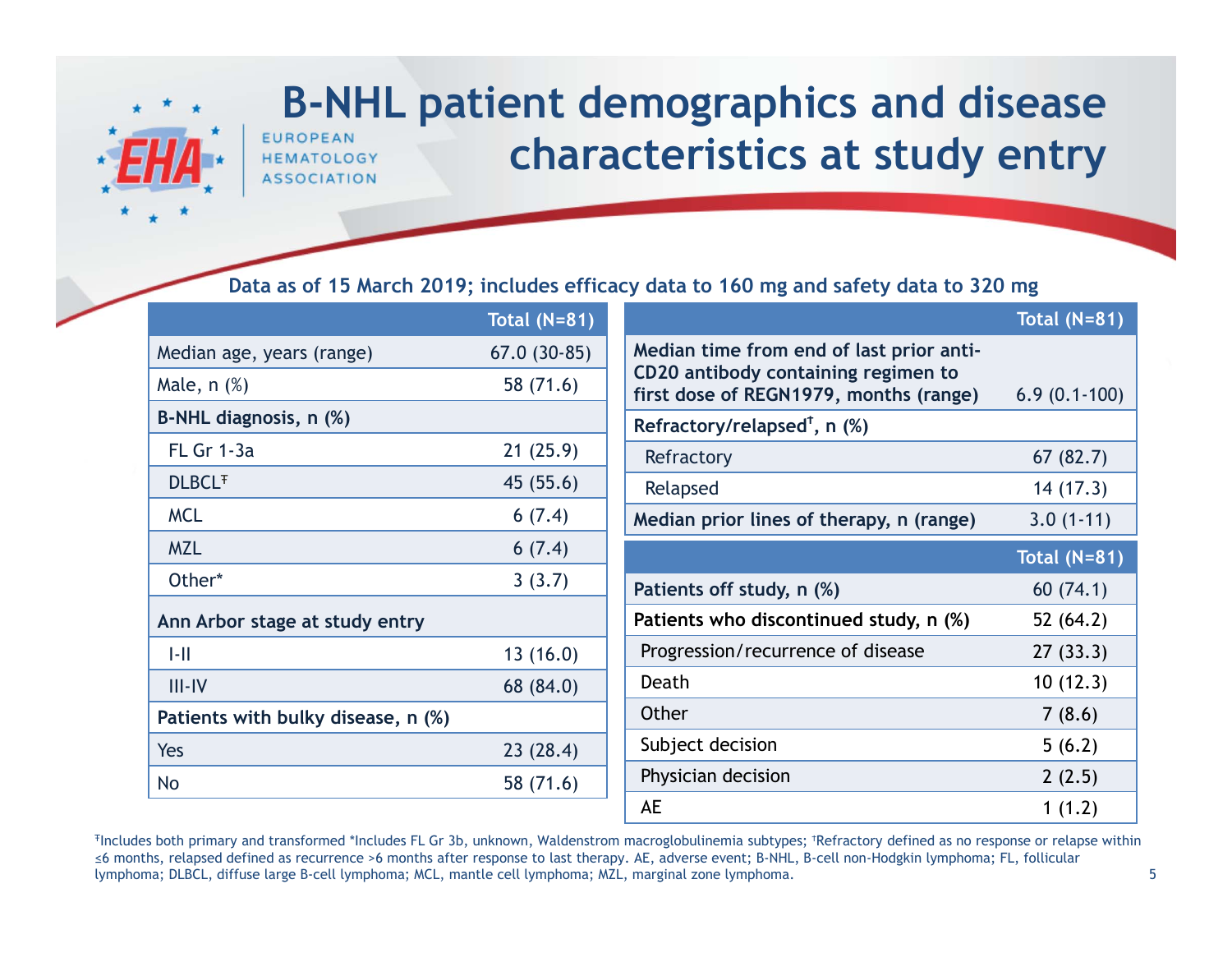# B-NHL patient demographics and disease characteristics at study entry

**Data as of 15 March 2019; includes efficacy data to 160 mg and safety data to 320 mg**

| | Total (N=81) |
|---|---|
| Median age, years (range) | 67.0 (30-85) |
| Male, n (%) | 58 (71.6) |
| **B-NHL diagnosis, n (%)** | |
| FL Gr 1-3a | 21 (25.9) |
| DLBCL[ŧ] | 45 (55.6) |
| MCL | 6 (7.4) |
| MZL | 6 (7.4) |
| Other* | 3 (3.7) |
| **Ann Arbor stage at study entry** | |
| I-II | 13 (16.0) |
| III-IV | 68 (84.0) |
| **Patients with bulky disease, n (%)** | |
| Yes | 23 (28.4) |
| No | 58 (71.6) |

| | Total (N=81) |
|---|---|
| **Median time from end of last prior anti-CD20 antibody containing regimen to first dose of REGN1979, months (range)** | 6.9 (0.1-100) |
| **Refractory/relapsed[†], n (%)** | |
| Refractory | 67 (82.7) |
| Relapsed | 14 (17.3) |
| **Median prior lines of therapy, n (range)** | 3.0 (1-11) |

| | Total (N=81) |
|---|---|
| **Patients off study, n (%)** | 60 (74.1) |
| **Patients who discontinued study, n (%)** | 52 (64.2) |
| Progression/recurrence of disease | 27 (33.3) |
| Death | 10 (12.3) |
| Other | 7 (8.6) |
| Subject decision | 5 (6.2) |
| Physician decision | 2 (2.5) |
| AE | 1 (1.2) |

[ŧ]Includes both primary and transformed *Includes FL Gr 3b, unknown, Waldenstrom macroglobulinemia subtypes; [†]Refractory defined as no response or relapse within ≤6 months, relapsed defined as recurrence >6 months after response to last therapy. AE, adverse event; B-NHL, B-cell non-Hodgkin lymphoma; FL, follicular lymphoma; DLBCL, diffuse large B-cell lymphoma; MCL, mantle cell lymphoma; MZL, marginal zone lymphoma.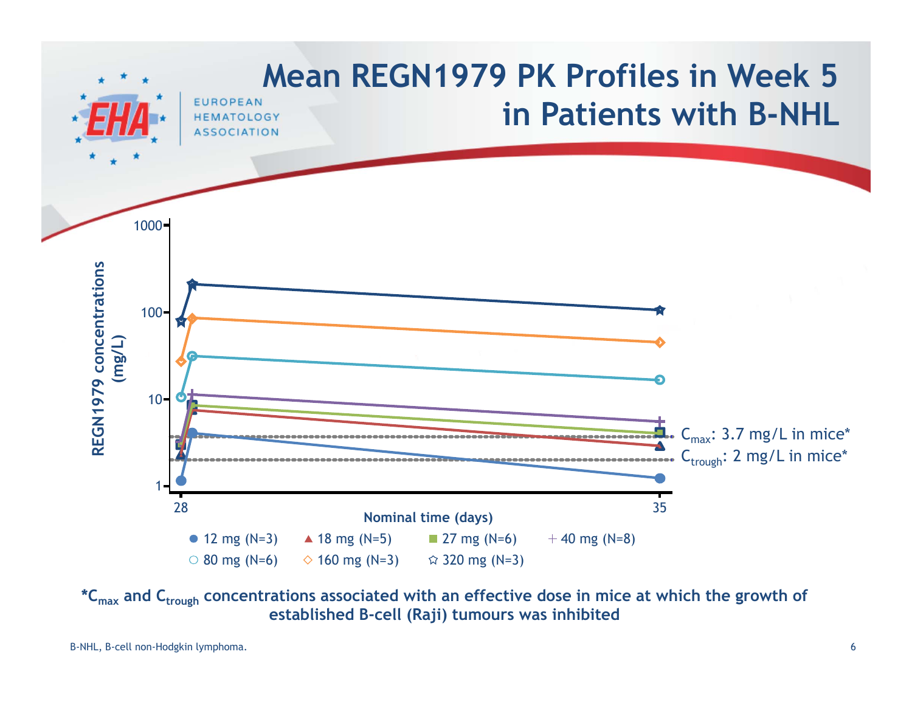# Mean REGN1979 PK Profiles in Week 5 in Patients with B-NHL

REGN1979 concentrations (mg/L)

1000

100

10

1

28

35

Nominal time (days)

$C_{max}$: 3.7 mg/L in mice*

$C_{trough}$: 2 mg/L in mice*

● 12 mg (N=3) ▲ 18 mg (N=5) ■ 27 mg (N=6) + 40 mg (N=8)

○ 80 mg (N=6) ◇ 160 mg (N=3) ☆ 320 mg (N=3)

**$^*C_{max}$ and $C_{trough}$ concentrations associated with an effective dose in mice at which the growth of established B-cell (Raji) tumours was inhibited**

B-NHL, B-cell non-Hodgkin lymphoma.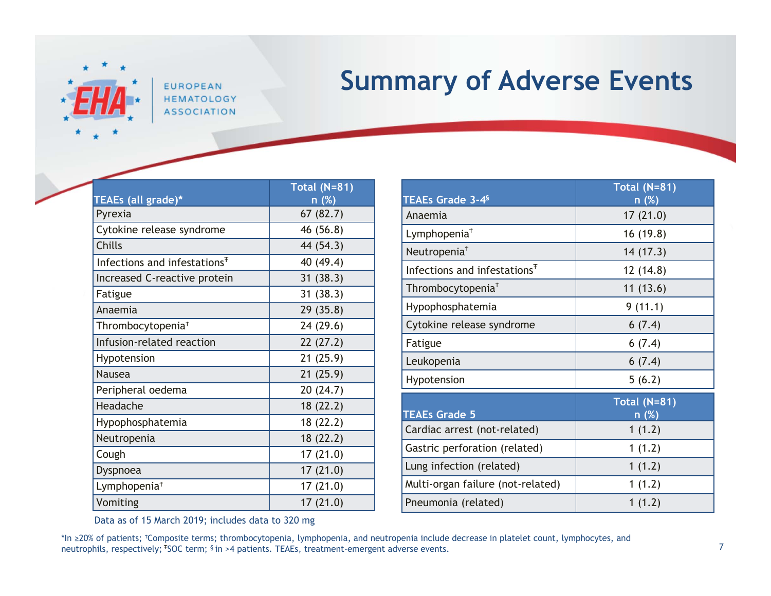EUROPEAN HEMATOLOGY ASSOCIATION

# Summary of Adverse Events

| TEAEs (all grade)* | Total (N=81) n (%) |
|---|---|
| Pyrexia | 67 (82.7) |
| Cytokine release syndrome | 46 (56.8) |
| Chills | 44 (54.3) |
| Infections and infestations[‡] | 40 (49.4) |
| Increased C-reactive protein | 31 (38.3) |
| Fatigue | 31 (38.3) |
| Anaemia | 29 (35.8) |
| Thrombocytopenia[†] | 24 (29.6) |
| Infusion-related reaction | 22 (27.2) |
| Hypotension | 21 (25.9) |
| Nausea | 21 (25.9) |
| Peripheral oedema | 20 (24.7) |
| Headache | 18 (22.2) |
| Hypophosphatemia | 18 (22.2) |
| Neutropenia | 18 (22.2) |
| Cough | 17 (21.0) |
| Dyspnoea | 17 (21.0) |
| Lymphopenia[†] | 17 (21.0) |
| Vomiting | 17 (21.0) |

Data as of 15 March 2019; includes data to 320 mg

| TEAEs Grade 3-4[§] | Total (N=81) n (%) |
|---|---|
| Anaemia | 17 (21.0) |
| Lymphopenia[†] | 16 (19.8) |
| Neutropenia[†] | 14 (17.3) |
| Infections and infestations[‡] | 12 (14.8) |
| Thrombocytopenia[†] | 11 (13.6) |
| Hypophosphatemia | 9 (11.1) |
| Cytokine release syndrome | 6 (7.4) |
| Fatigue | 6 (7.4) |
| Leukopenia | 6 (7.4) |
| Hypotension | 5 (6.2) |

| TEAEs Grade 5 | Total (N=81) n (%) |
|---|---|
| Cardiac arrest (not-related) | 1 (1.2) |
| Gastric perforation (related) | 1 (1.2) |
| Lung infection (related) | 1 (1.2) |
| Multi-organ failure (not-related) | 1 (1.2) |
| Pneumonia (related) | 1 (1.2) |

*In ≥20% of patients; [†]Composite terms; thrombocytopenia, lymphopenia, and neutropenia include decrease in platelet count, lymphocytes, and neutrophils, respectively; [‡]SOC term; [§] in >4 patients. TEAEs, treatment-emergent adverse events.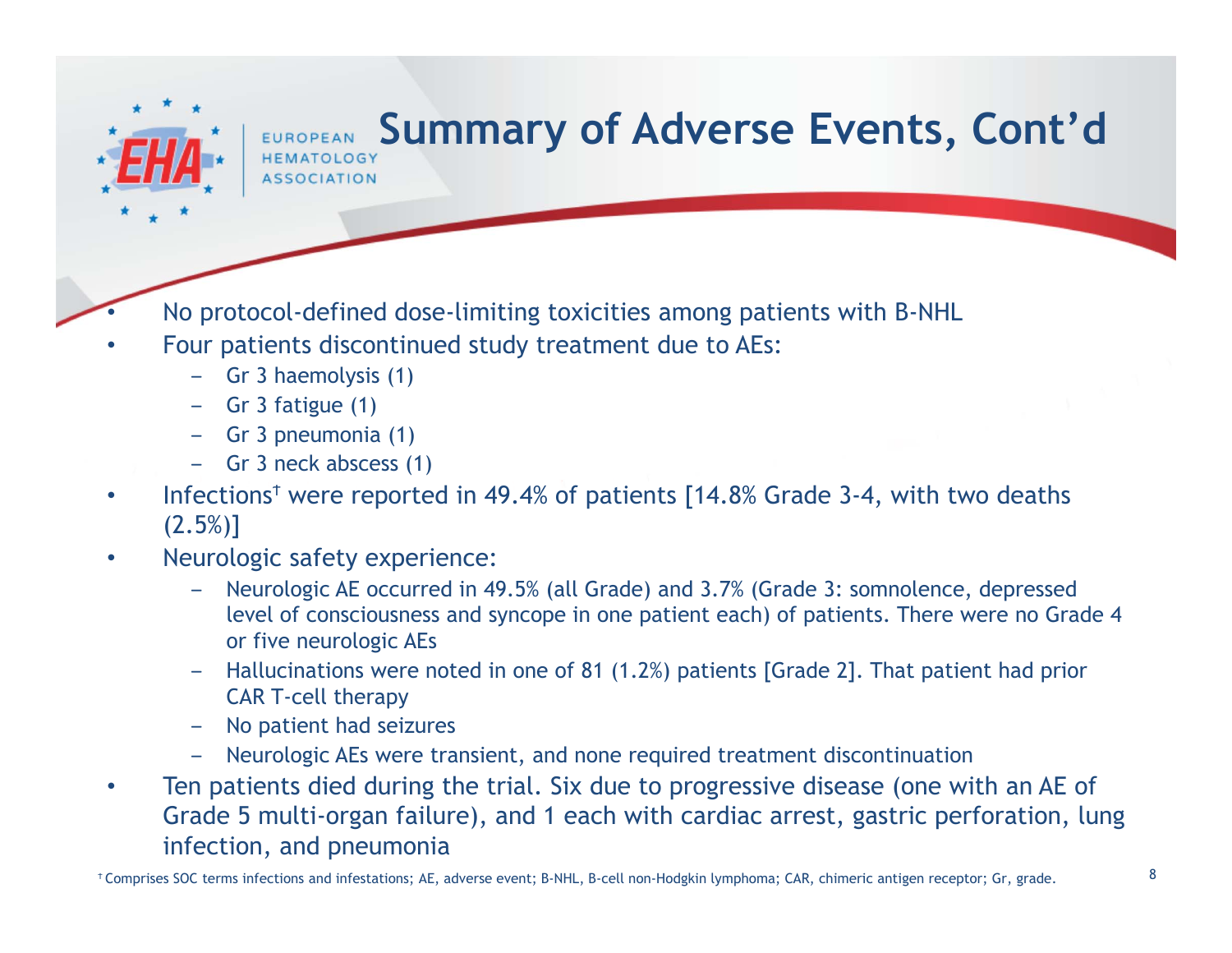# Summary of Adverse Events, Cont'd

- No protocol-defined dose-limiting toxicities among patients with B-NHL
- Four patients discontinued study treatment due to AEs:
  - Gr 3 haemolysis (1)
  - Gr 3 fatigue (1)
  - Gr 3 pneumonia (1)
  - Gr 3 neck abscess (1)
- Infections[†] were reported in 49.4% of patients [14.8% Grade 3-4, with two deaths (2.5%)]
- Neurologic safety experience:
  - Neurologic AE occurred in 49.5% (all Grade) and 3.7% (Grade 3: somnolence, depressed level of consciousness and syncope in one patient each) of patients. There were no Grade 4 or five neurologic AEs
  - Hallucinations were noted in one of 81 (1.2%) patients [Grade 2]. That patient had prior CAR T-cell therapy
  - No patient had seizures
  - Neurologic AEs were transient, and none required treatment discontinuation
- Ten patients died during the trial. Six due to progressive disease (one with an AE of Grade 5 multi-organ failure), and 1 each with cardiac arrest, gastric perforation, lung infection, and pneumonia

[†] Comprises SOC terms infections and infestations; AE, adverse event; B-NHL, B-cell non-Hodgkin lymphoma; CAR, chimeric antigen receptor; Gr, grade.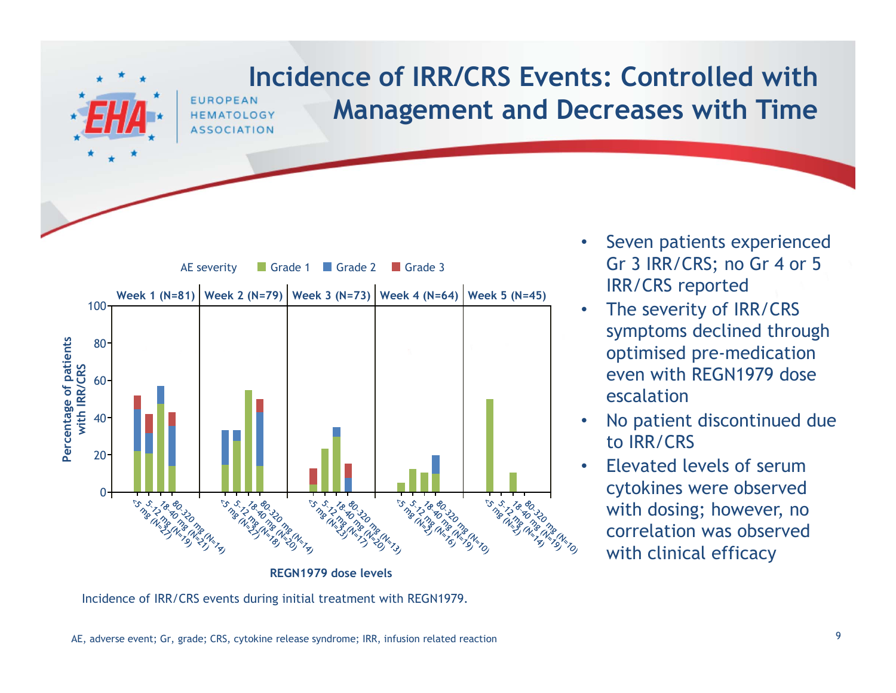# Incidence of IRR/CRS Events: Controlled with Management and Decreases with Time

AE severity Grade 1 Grade 2 Grade 3

Week 1 (N=81) | Week 2 (N=79) | Week 3 (N=73) | Week 4 (N=64) | Week 5 (N=45)

Percentage of patients with IRR/CRS

100
80
60
40
20
0

Week 1: <5 mg (N=27), 5-12 mg (N=19), 18-40 mg (N=21), 80-320 mg (N=14)

Week 2: <5 mg (N=27), 5-12 mg (N=18), 18-40 mg (N=20), 80-320 mg (N=14)

Week 3: <5 mg (N=23), 5-12 mg (N=17), 18-40 mg (N=20), 80-320 mg (N=13)

Week 4: <5 mg (N=2), 5-12 mg (N=16), 18-40 mg (N=19), 80-320 mg (N=10)

Week 5: <5 mg (N=2), 5-12 mg (N=14), 18-40 mg (N=19), 80-320 mg (N=10)

REGN1979 dose levels

Incidence of IRR/CRS events during initial treatment with REGN1979.

- Seven patients experienced Gr 3 IRR/CRS; no Gr 4 or 5 IRR/CRS reported
- The severity of IRR/CRS symptoms declined through optimised pre-medication even with REGN1979 dose escalation
- No patient discontinued due to IRR/CRS
- Elevated levels of serum cytokines were observed with dosing; however, no correlation was observed with clinical efficacy

AE, adverse event; Gr, grade; CRS, cytokine release syndrome; IRR, infusion related reaction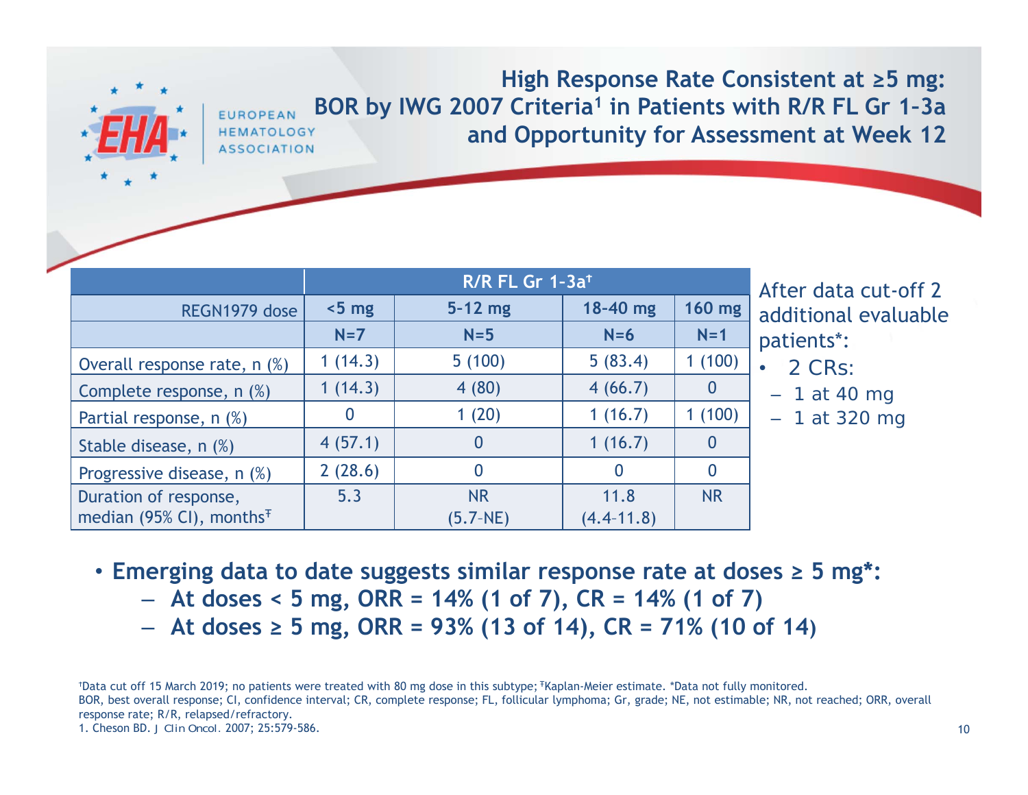## High Response Rate Consistent at ≥5 mg: BOR by IWG 2007 Criteria[1] in Patients with R/R FL Gr 1-3a and Opportunity for Assessment at Week 12

| | R/R FL Gr 1-3a[†] | | | |
|---|---|---|---|---|
| REGN1979 dose | <5 mg | 5-12 mg | 18-40 mg | 160 mg |
| | N=7 | N=5 | N=6 | N=1 |
| Overall response rate, n (%) | 1 (14.3) | 5 (100) | 5 (83.4) | 1 (100) |
| Complete response, n (%) | 1 (14.3) | 4 (80) | 4 (66.7) | 0 |
| Partial response, n (%) | 0 | 1 (20) | 1 (16.7) | 1 (100) |
| Stable disease, n (%) | 4 (57.1) | 0 | 1 (16.7) | 0 |
| Progressive disease, n (%) | 2 (28.6) | 0 | 0 | 0 |
| Duration of response, median (95% CI), months[ǂ] | 5.3 | NR (5.7–NE) | 11.8 (4.4–11.8) | NR |

After data cut-off 2 additional evaluable patients*:

- 2 CRs:
  - 1 at 40 mg
  - 1 at 320 mg

- **Emerging data to date suggests similar response rate at doses ≥ 5 mg*:**
  - **At doses < 5 mg, ORR = 14% (1 of 7), CR = 14% (1 of 7)**
  - **At doses ≥ 5 mg, ORR = 93% (13 of 14), CR = 71% (10 of 14)**

[†]Data cut off 15 March 2019; no patients were treated with 80 mg dose in this subtype; [ǂ]Kaplan-Meier estimate. *Data not fully monitored.
BOR, best overall response; CI, confidence interval; CR, complete response; FL, follicular lymphoma; Gr, grade; NE, not estimable; NR, not reached; ORR, overall response rate; R/R, relapsed/refractory.
1. Cheson BD. *J Clin Oncol*. 2007; 25:579-586.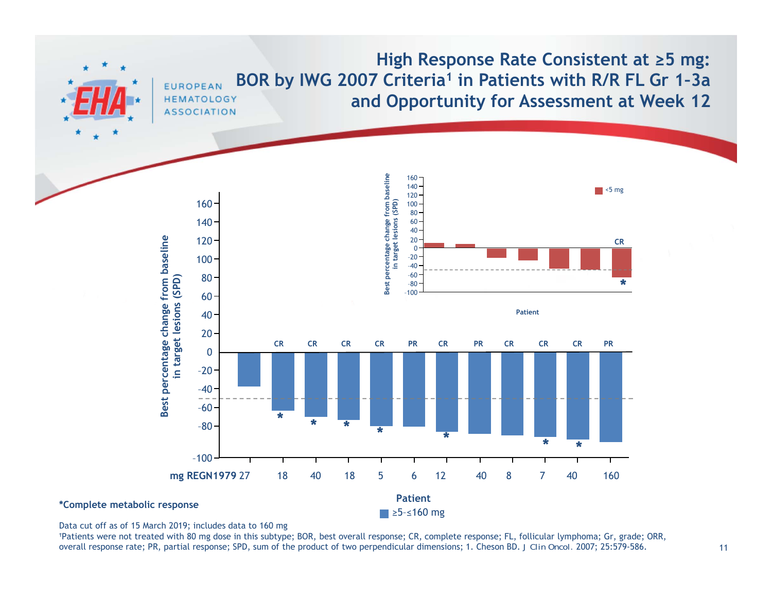# High Response Rate Consistent at ≥5 mg: BOR by IWG 2007 Criteria[1] in Patients with R/R FL Gr 1-3a and Opportunity for Assessment at Week 12

Best percentage change from baseline in target lesions (SPD)

160
140
120
100
80
60
40
20
0
-20
-40
-60
-80
-100

<5 mg

CR

*

Patient

Best percentage change from baseline in target lesions (SPD)

160
140
120
100
80
60
40
20
0
-20
-40
-60
-80
-100

CR CR CR CR PR CR PR CR CR CR PR

* * * * * * *

mg REGN1979 27 18 40 18 5 6 12 40 8 7 40 160

Patient

≥5–≤160 mg

**\*Complete metabolic response**

Data cut off as of 15 March 2019; includes data to 160 mg

†Patients were not treated with 80 mg dose in this subtype; BOR, best overall response; CR, complete response; FL, follicular lymphoma; Gr, grade; ORR, overall response rate; PR, partial response; SPD, sum of the product of two perpendicular dimensions; 1. Cheson BD. J Clin Oncol. 2007; 25:579-586.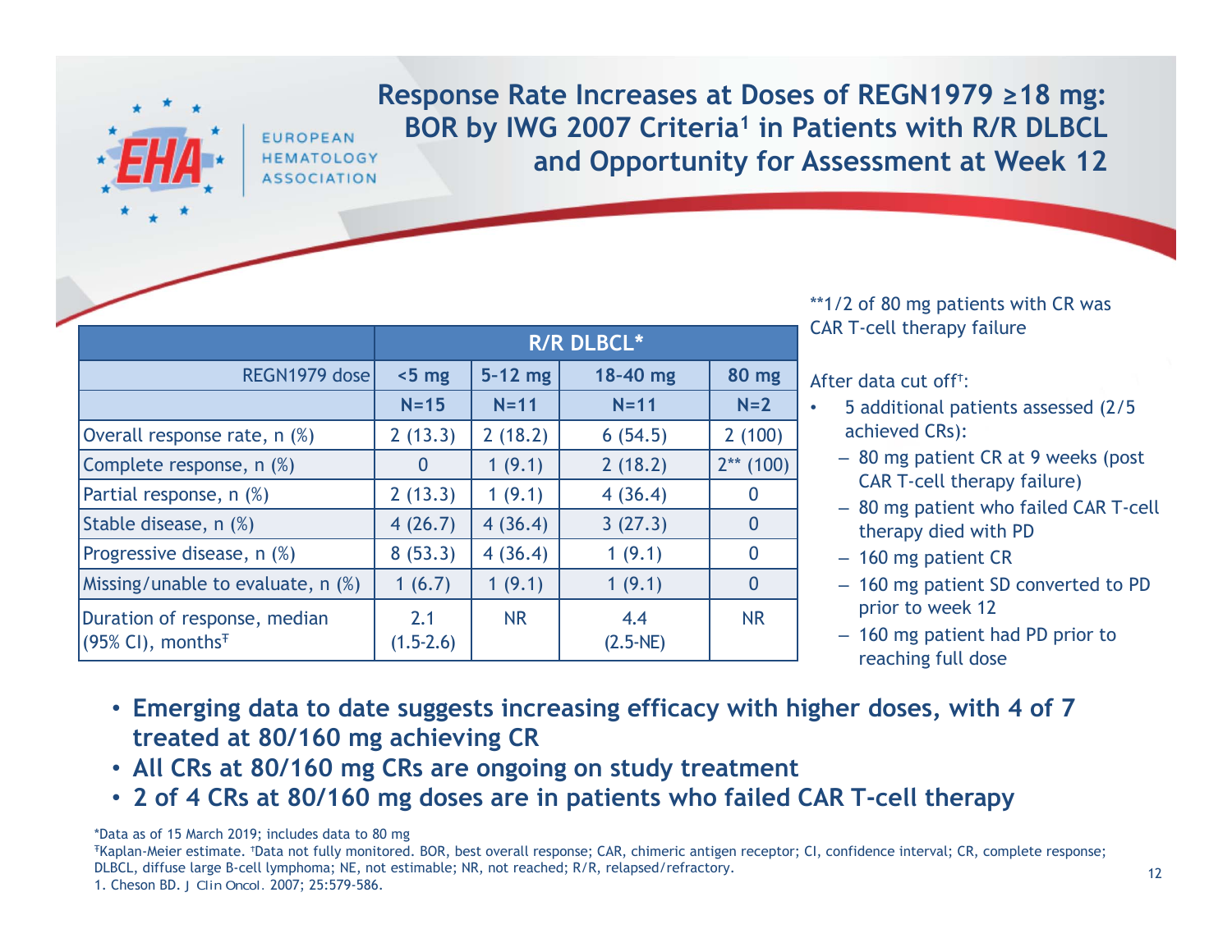# Response Rate Increases at Doses of REGN1979 ≥18 mg: BOR by IWG 2007 Criteria[1] in Patients with R/R DLBCL and Opportunity for Assessment at Week 12

| | R/R DLBCL* | | | |
|---|---|---|---|---|
| REGN1979 dose | <5 mg | 5-12 mg | 18-40 mg | 80 mg |
| | N=15 | N=11 | N=11 | N=2 |
| Overall response rate, n (%) | 2 (13.3) | 2 (18.2) | 6 (54.5) | 2 (100) |
| Complete response, n (%) | 0 | 1 (9.1) | 2 (18.2) | 2** (100) |
| Partial response, n (%) | 2 (13.3) | 1 (9.1) | 4 (36.4) | 0 |
| Stable disease, n (%) | 4 (26.7) | 4 (36.4) | 3 (27.3) | 0 |
| Progressive disease, n (%) | 8 (53.3) | 4 (36.4) | 1 (9.1) | 0 |
| Missing/unable to evaluate, n (%) | 1 (6.7) | 1 (9.1) | 1 (9.1) | 0 |
| Duration of response, median (95% CI), months[Ŧ] | 2.1 (1.5-2.6) | NR | 4.4 (2.5-NE) | NR |

**1/2 of 80 mg patients with CR was CAR T-cell therapy failure

After data cut off[†]:

- 5 additional patients assessed (2/5 achieved CRs):
  - 80 mg patient CR at 9 weeks (post CAR T-cell therapy failure)
  - 80 mg patient who failed CAR T-cell therapy died with PD
  - 160 mg patient CR
  - 160 mg patient SD converted to PD prior to week 12
  - 160 mg patient had PD prior to reaching full dose

- **Emerging data to date suggests increasing efficacy with higher doses, with 4 of 7 treated at 80/160 mg achieving CR**
- **All CRs at 80/160 mg CRs are ongoing on study treatment**
- **2 of 4 CRs at 80/160 mg doses are in patients who failed CAR T-cell therapy**

*Data as of 15 March 2019; includes data to 80 mg

[Ŧ]Kaplan-Meier estimate. [†]Data not fully monitored. BOR, best overall response; CAR, chimeric antigen receptor; CI, confidence interval; CR, complete response; DLBCL, diffuse large B-cell lymphoma; NE, not estimable; NR, not reached; R/R, relapsed/refractory.

1. Cheson BD. *J Clin Oncol*. 2007; 25:579-586.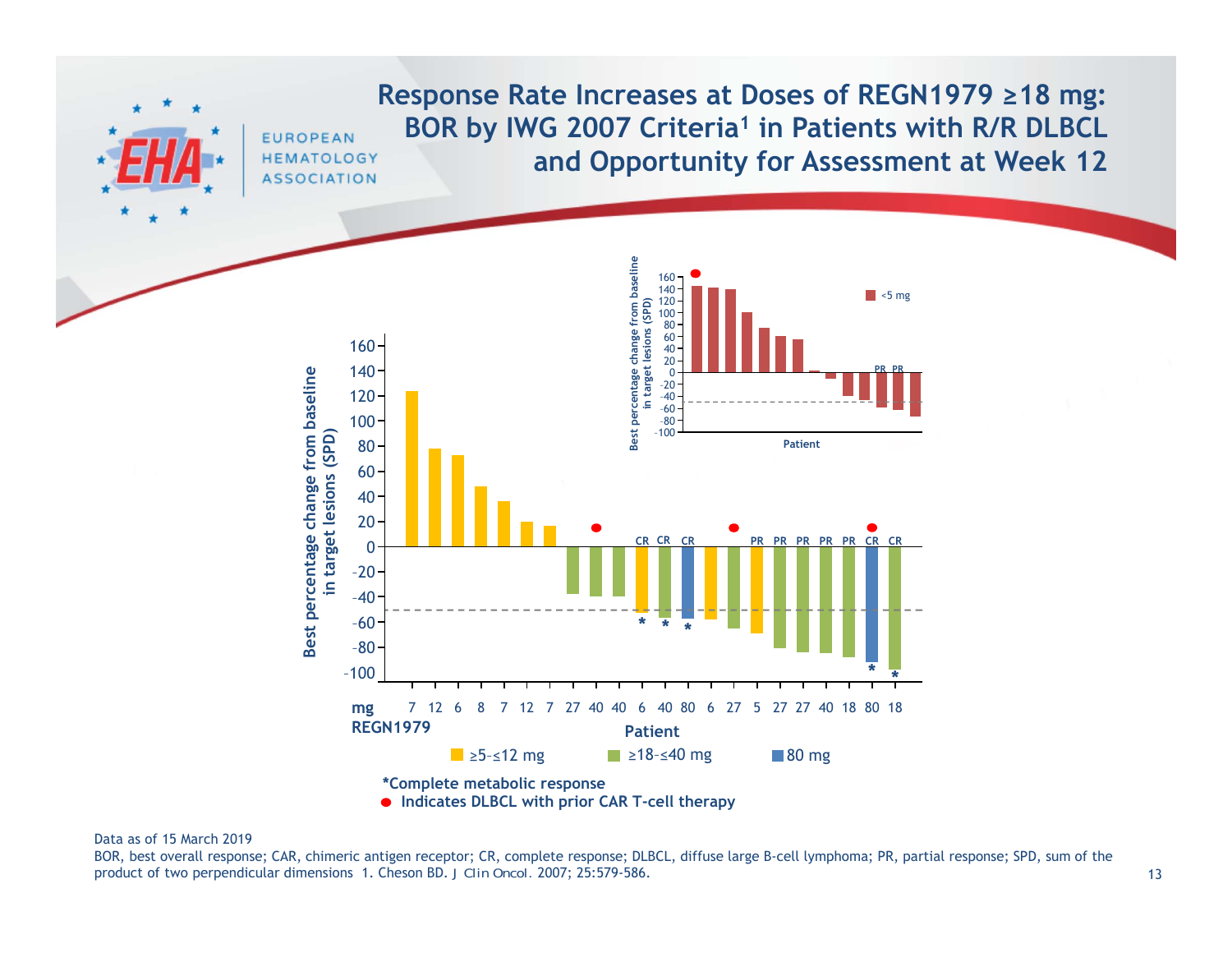# Response Rate Increases at Doses of REGN1979 ≥18 mg: BOR by IWG 2007 Criteria[1] in Patients with R/R DLBCL and Opportunity for Assessment at Week 12

EUROPEAN HEMATOLOGY ASSOCIATION

Best percentage change from baseline in target lesions (SPD)

160
140
120
100
80
60
40
20
0
-20
-40
-60
-80
-100

CR CR CR PR PR PR PR PR CR CR

mg REGN1979

7 12 6 8 7 12 7 27 40 40 6 40 80 6 27 5 27 27 40 18 80 18

Patient

≥5–≤12 mg ≥18–≤40 mg 80 mg

Best percentage change from baseline in target lesions (SPD)

160
140
120
100
80
60
40
20
0
-20
-40
-60
-80
-100

PR PR

<5 mg

Patient

*Complete metabolic response

● Indicates DLBCL with prior CAR T-cell therapy

Data as of 15 March 2019

BOR, best overall response; CAR, chimeric antigen receptor; CR, complete response; DLBCL, diffuse large B-cell lymphoma; PR, partial response; SPD, sum of the product of two perpendicular dimensions 1. Cheson BD. J Clin Oncol. 2007; 25:579-586.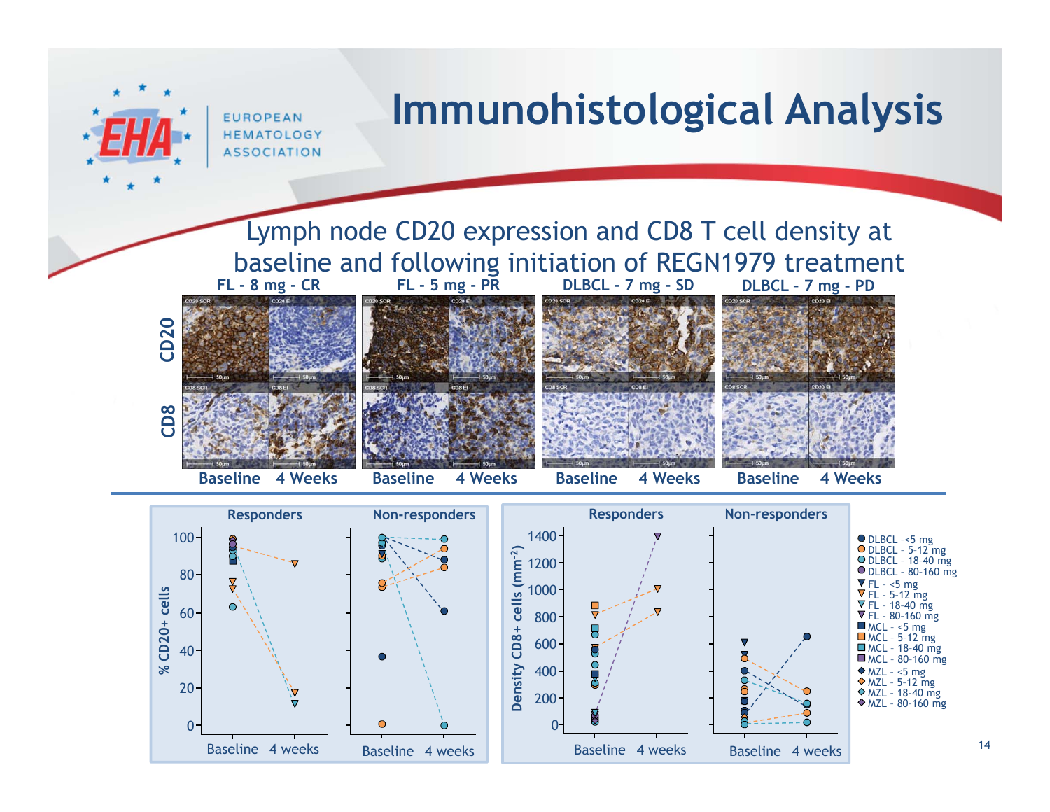# Immunohistological Analysis

EUROPEAN HEMATOLOGY ASSOCIATION

Lymph node CD20 expression and CD8 T cell density at baseline and following initiation of REGN1979 treatment

FL - 8 mg - CR

FL - 5 mg - PR

DLBCL - 7 mg - SD

DLBCL - 7 mg - PD

CD20

CD8

Baseline 4 Weeks

Baseline 4 Weeks

Baseline 4 Weeks

Baseline 4 Weeks

Responders

Non-responders

% CD20+ cells

100
80
60
40
20
0

Baseline 4 weeks

Baseline 4 weeks

Responders

Non-responders

Density CD8+ cells ($mm^{-2}$)

1400
1200
1000
800
600
400
200
0

Baseline 4 weeks

Baseline 4 weeks

- DLBCL - <5 mg
- DLBCL – 5-12 mg
- DLBCL – 18-40 mg
- DLBCL – 80-160 mg
- FL – <5 mg
- FL – 5-12 mg
- FL – 18-40 mg
- FL – 80-160 mg
- MCL – <5 mg
- MCL – 5-12 mg
- MCL – 18-40 mg
- MCL – 80-160 mg
- MZL – <5 mg
- MZL – 5-12 mg
- MZL – 18-40 mg
- MZL – 80-160 mg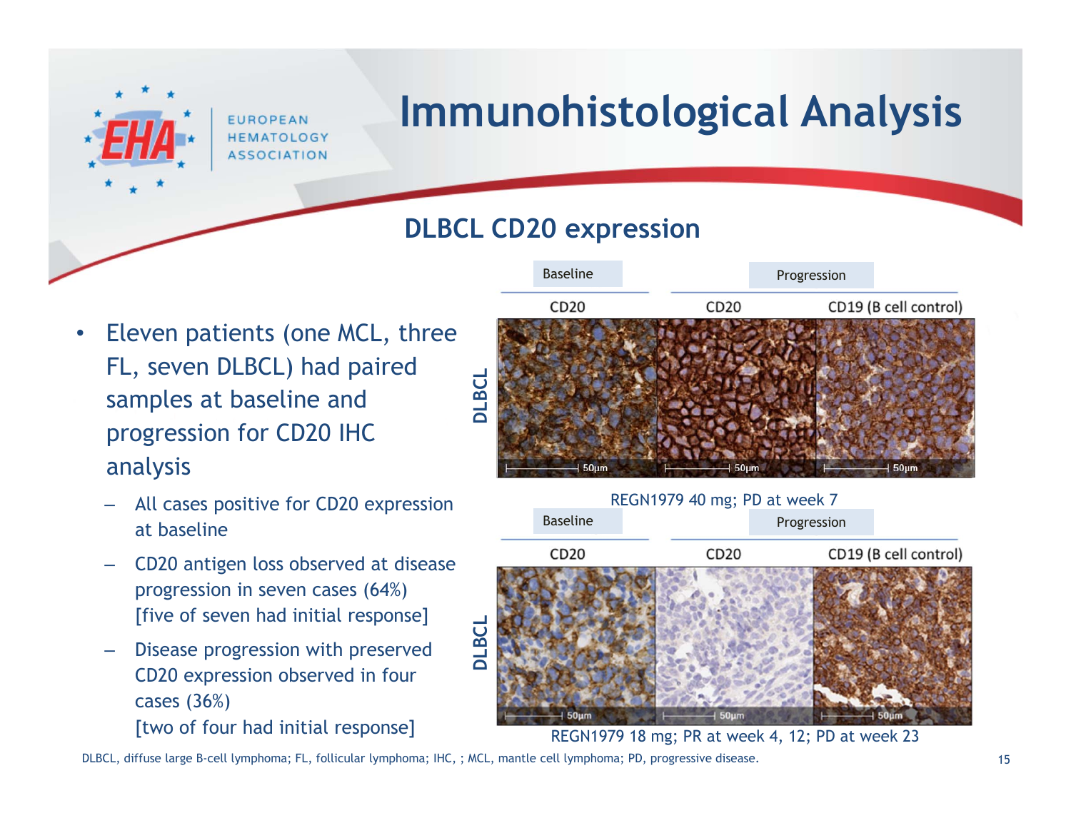# Immunohistological Analysis

## DLBCL CD20 expression

- Eleven patients (one MCL, three FL, seven DLBCL) had paired samples at baseline and progression for CD20 IHC analysis
  - All cases positive for CD20 expression at baseline
  - CD20 antigen loss observed at disease progression in seven cases (64%) [five of seven had initial response]
  - Disease progression with preserved CD20 expression observed in four cases (36%) [two of four had initial response]

Baseline
Progression
CD20
CD20
CD19 (B cell control)
DLBCL
50μm
50μm
50μm

REGN1979 40 mg; PD at week 7

Baseline
Progression
CD20
CD20
CD19 (B cell control)
DLBCL
50μm
50μm
50μm

REGN1979 18 mg; PR at week 4, 12; PD at week 23

DLBCL, diffuse large B-cell lymphoma; FL, follicular lymphoma; IHC, ; MCL, mantle cell lymphoma; PD, progressive disease.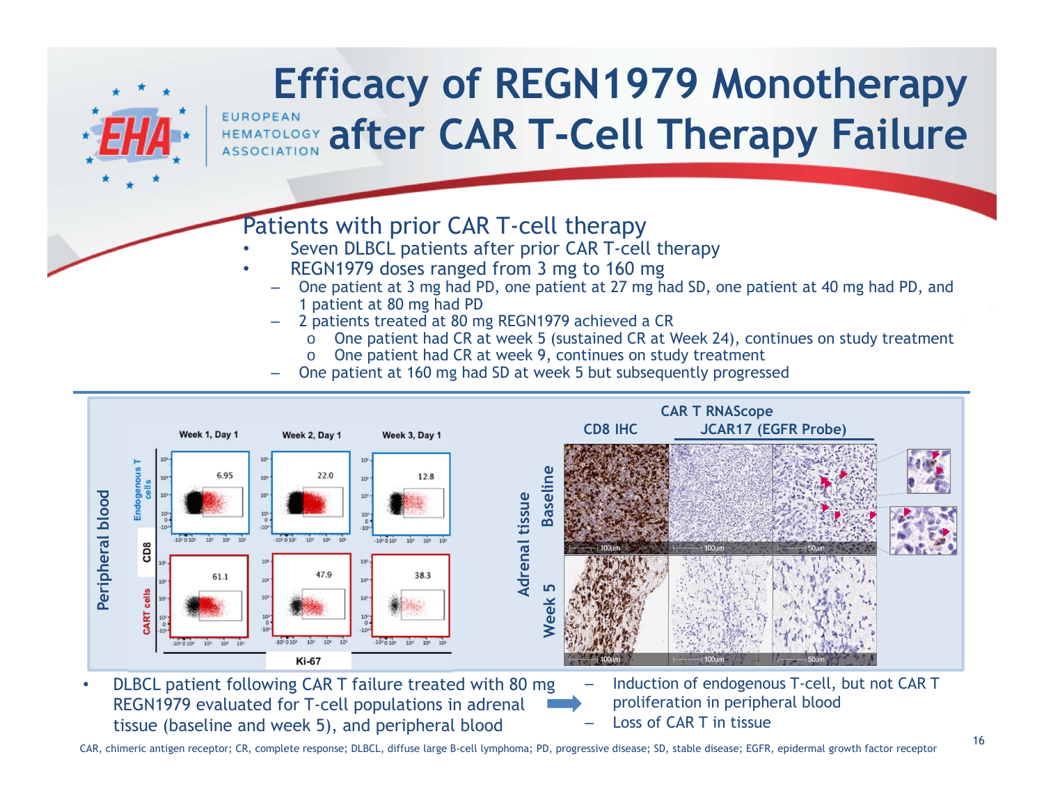# Efficacy of REGN1979 Monotherapy after CAR T-Cell Therapy Failure

## Patients with prior CAR T-cell therapy

- Seven DLBCL patients after prior CAR T-cell therapy
- REGN1979 doses ranged from 3 mg to 160 mg
  - One patient at 3 mg had PD, one patient at 27 mg had SD, one patient at 40 mg had PD, and 1 patient at 80 mg had PD
  - 2 patients treated at 80 mg REGN1979 achieved a CR
    - One patient had CR at week 5 (sustained CR at Week 24), continues on study treatment
    - One patient had CR at week 9, continues on study treatment
  - One patient at 160 mg had SD at week 5 but subsequently progressed

Peripheral blood

Week 1, Day 1
Week 2, Day 1
Week 3, Day 1

Endogenous T cells: 6.95, 22.0, 12.8

CART cells: 61.1, 47.9, 38.3

CD8

Ki-67

Adrenal tissue

CD8 IHC

CAR T RNAScope JCAR17 (EGFR Probe)

Baseline

Week 5

100µm
100µm
50µm

- DLBCL patient following CAR T failure treated with 80 mg REGN1979 evaluated for T-cell populations in adrenal tissue (baseline and week 5), and peripheral blood
  - Induction of endogenous T-cell, but not CAR T proliferation in peripheral blood
  - Loss of CAR T in tissue

CAR, chimeric antigen receptor; CR, complete response; DLBCL, diffuse large B-cell lymphoma; PD, progressive disease; SD, stable disease; EGFR, epidermal growth factor receptor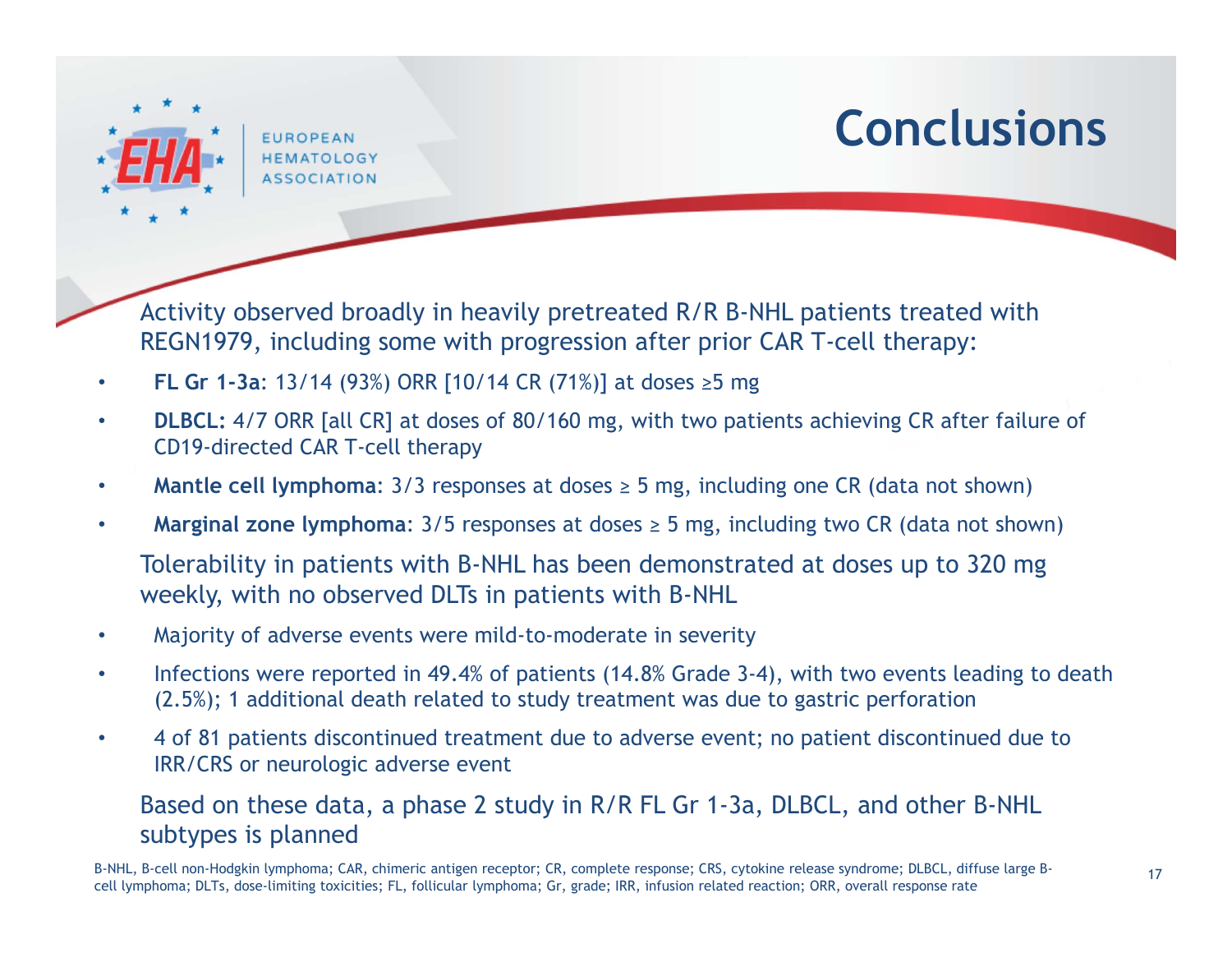# Conclusions

Activity observed broadly in heavily pretreated R/R B-NHL patients treated with REGN1979, including some with progression after prior CAR T-cell therapy:

- **FL Gr 1-3a**: 13/14 (93%) ORR [10/14 CR (71%)] at doses ≥5 mg
- **DLBCL:** 4/7 ORR [all CR] at doses of 80/160 mg, with two patients achieving CR after failure of CD19-directed CAR T-cell therapy
- **Mantle cell lymphoma**: 3/3 responses at doses ≥ 5 mg, including one CR (data not shown)
- **Marginal zone lymphoma**: 3/5 responses at doses ≥ 5 mg, including two CR (data not shown)

Tolerability in patients with B-NHL has been demonstrated at doses up to 320 mg weekly, with no observed DLTs in patients with B-NHL

- Majority of adverse events were mild-to-moderate in severity
- Infections were reported in 49.4% of patients (14.8% Grade 3-4), with two events leading to death (2.5%); 1 additional death related to study treatment was due to gastric perforation
- 4 of 81 patients discontinued treatment due to adverse event; no patient discontinued due to IRR/CRS or neurologic adverse event

Based on these data, a phase 2 study in R/R FL Gr 1-3a, DLBCL, and other B-NHL subtypes is planned

B-NHL, B-cell non-Hodgkin lymphoma; CAR, chimeric antigen receptor; CR, complete response; CRS, cytokine release syndrome; DLBCL, diffuse large B-cell lymphoma; DLTs, dose-limiting toxicities; FL, follicular lymphoma; Gr, grade; IRR, infusion related reaction; ORR, overall response rate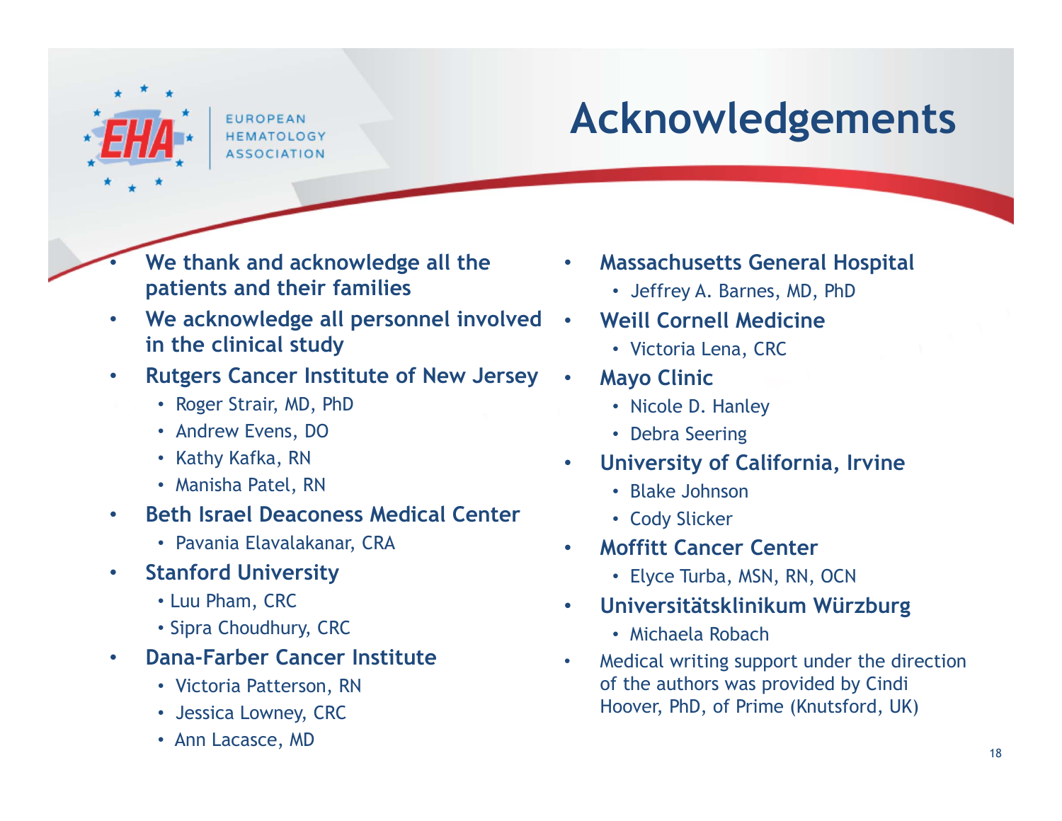# Acknowledgements

- **We thank and acknowledge all the patients and their families**
- **We acknowledge all personnel involved in the clinical study**
- **Rutgers Cancer Institute of New Jersey**
  - Roger Strair, MD, PhD
  - Andrew Evens, DO
  - Kathy Kafka, RN
  - Manisha Patel, RN
- **Beth Israel Deaconess Medical Center**
  - Pavania Elavalakanar, CRA
- **Stanford University**
  - Luu Pham, CRC
  - Sipra Choudhury, CRC
- **Dana-Farber Cancer Institute**
  - Victoria Patterson, RN
  - Jessica Lowney, CRC
  - Ann Lacasce, MD
- **Massachusetts General Hospital**
  - Jeffrey A. Barnes, MD, PhD
- **Weill Cornell Medicine**
  - Victoria Lena, CRC
- **Mayo Clinic**
  - Nicole D. Hanley
  - Debra Seering
- **University of California, Irvine**
  - Blake Johnson
  - Cody Slicker
- **Moffitt Cancer Center**
  - Elyce Turba, MSN, RN, OCN
- **Universitätsklinikum Würzburg**
  - Michaela Robach
- Medical writing support under the direction of the authors was provided by Cindi Hoover, PhD, of Prime (Knutsford, UK)